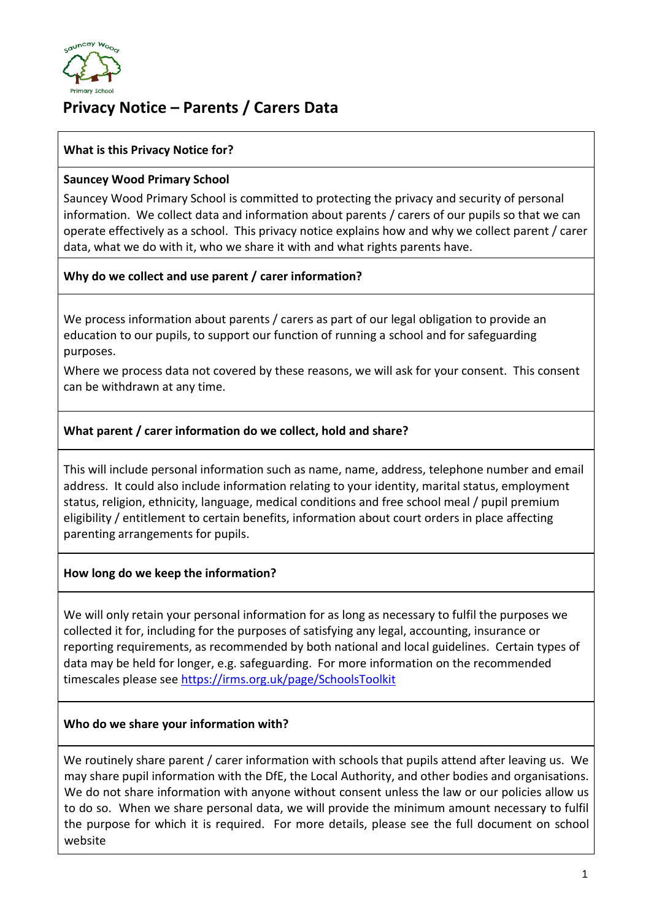# Privacy Notice – Parents / Carers Data

## What is this Privacy Notice for?

**Sauncey Wood Primary School**

Sauncey Wood Primary School is committed to protecting the privacy and security of personal information. We collect data and information about parents / carers of our pupils so that we can operate effectively as a school. This privacy notice explains how and why we collect parent / carer data, what we do with it, who we share it with and what rights parents have.

## Why do we collect and use parent / carer information?

We process information about parents / carers as part of our legal obligation to provide an education to our pupils, to support our function of running a school and for safeguarding purposes.

Where we process data not covered by these reasons, we will ask for your consent. This consent can be withdrawn at any time.

## What parent / carer information do we collect, hold and share?

This will include personal information such as name, name, address, telephone number and email address. It could also include information relating to your identity, marital status, employment status, religion, ethnicity, language, medical conditions and free school meal / pupil premium eligibility / entitlement to certain benefits, information about court orders in place affecting parenting arrangements for pupils.

## How long do we keep the information?

We will only retain your personal information for as long as necessary to fulfil the purposes we collected it for, including for the purposes of satisfying any legal, accounting, insurance or reporting requirements, as recommended by both national and local guidelines. Certain types of data may be held for longer, e.g. safeguarding. For more information on the recommended timescales please see https://irms.org.uk/page/SchoolsToolkit

## Who do we share your information with?

We routinely share parent / carer information with schools that pupils attend after leaving us. We may share pupil information with the DfE, the Local Authority, and other bodies and organisations. We do not share information with anyone without consent unless the law or our policies allow us to do so. When we share personal data, we will provide the minimum amount necessary to fulfil the purpose for which it is required. For more details, please see the full document on school website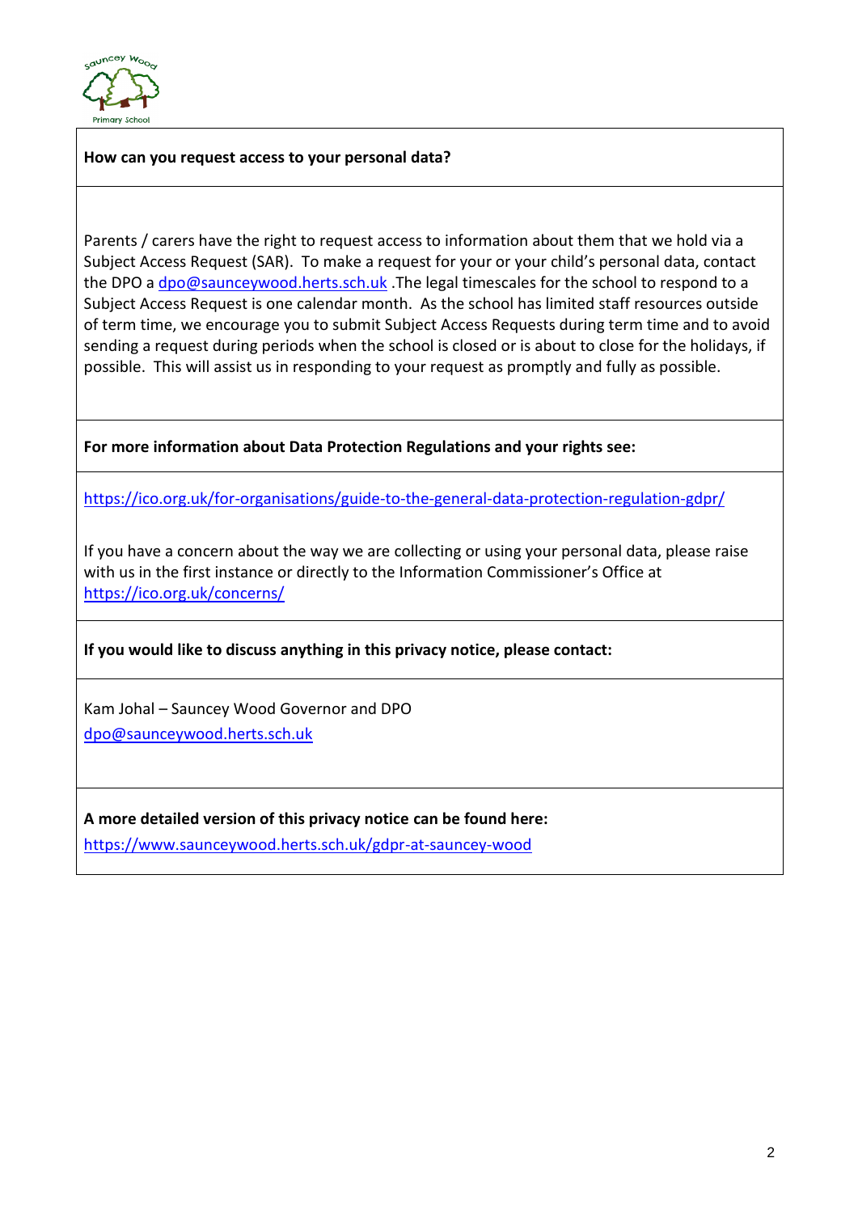**How can you request access to your personal data?**

Parents / carers have the right to request access to information about them that we hold via a Subject Access Request (SAR). To make a request for your or your child's personal data, contact the DPO a dpo@saunceywood.herts.sch.uk .The legal timescales for the school to respond to a Subject Access Request is one calendar month. As the school has limited staff resources outside of term time, we encourage you to submit Subject Access Requests during term time and to avoid sending a request during periods when the school is closed or is about to close for the holidays, if possible. This will assist us in responding to your request as promptly and fully as possible.

**For more information about Data Protection Regulations and your rights see:**

https://ico.org.uk/for-organisations/guide-to-the-general-data-protection-regulation-gdpr/

If you have a concern about the way we are collecting or using your personal data, please raise with us in the first instance or directly to the Information Commissioner's Office at https://ico.org.uk/concerns/

**If you would like to discuss anything in this privacy notice, please contact:**

Kam Johal – Sauncey Wood Governor and DPO
dpo@saunceywood.herts.sch.uk

**A more detailed version of this privacy notice can be found here:**
https://www.saunceywood.herts.sch.uk/gdpr-at-sauncey-wood